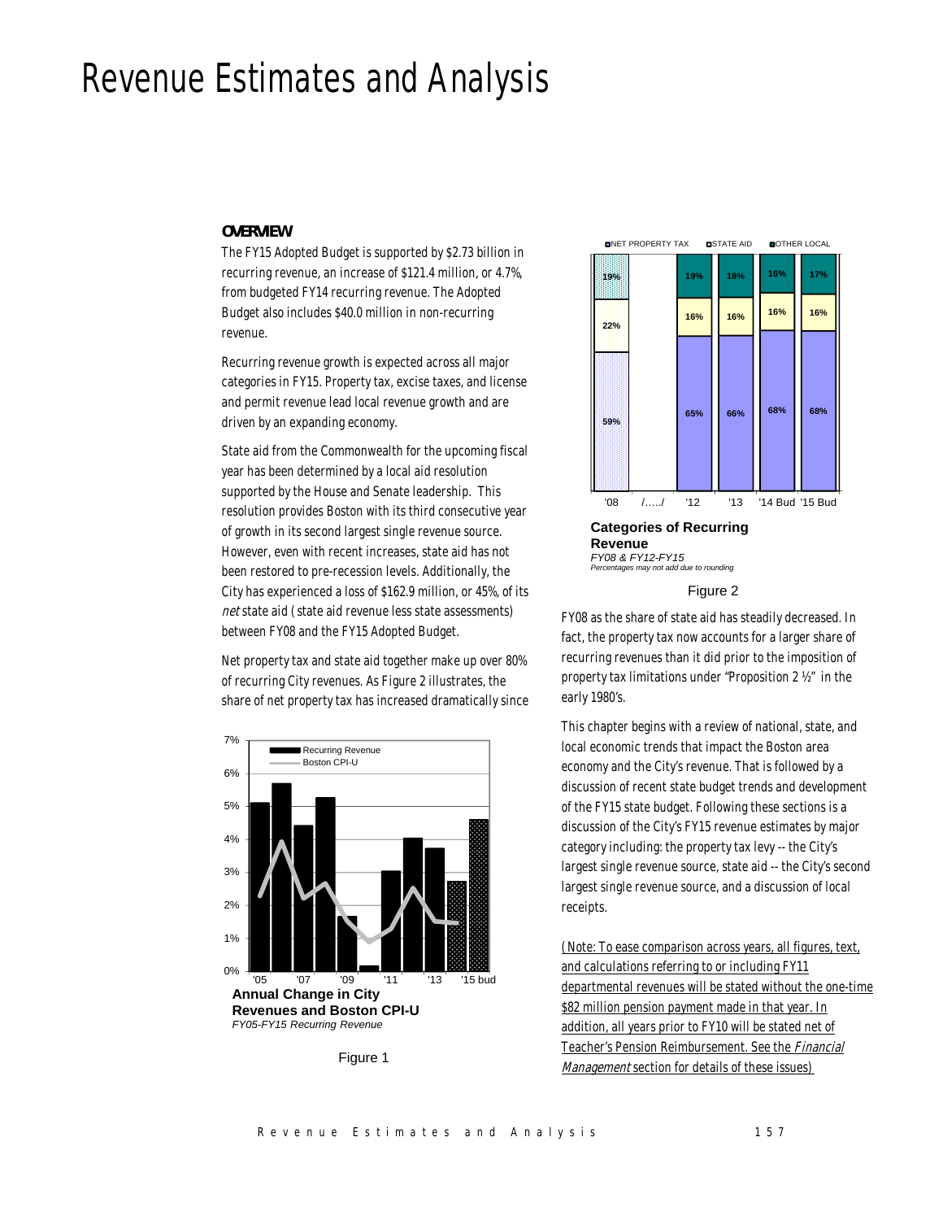# Revenue Estimates and Analysis

## OVERVIEW

The FY15 Adopted Budget is supported by $2.73 billion in recurring revenue, an increase of $121.4 million, or 4.7%, from budgeted FY14 recurring revenue. The Adopted Budget also includes $40.0 million in non-recurring revenue.

Recurring revenue growth is expected across all major categories in FY15. Property tax, excise taxes, and license and permit revenue lead local revenue growth and are driven by an expanding economy.

State aid from the Commonwealth for the upcoming fiscal year has been determined by a local aid resolution supported by the House and Senate leadership. This resolution provides Boston with its third consecutive year of growth in its second largest single revenue source. However, even with recent increases, state aid has not been restored to pre-recession levels. Additionally, the City has experienced a loss of $162.9 million, or 45%, of its *net* state aid (state aid revenue less state assessments) between FY08 and the FY15 Adopted Budget.

Net property tax and state aid together make up over 80% of recurring City revenues. As Figure 2 illustrates, the share of net property tax has increased dramatically since FY08 as the share of state aid has steadily decreased. In fact, the property tax now accounts for a larger share of recurring revenues than it did prior to the imposition of property tax limitations under "Proposition 2 ½" in the early 1980's.

**Annual Change in City Revenues and Boston CPI-U**
*FY05-FY15 Recurring Revenue*

Figure 1

**Categories of Recurring Revenue**
*FY08 & FY12-FY15*
*Percentages may not add due to rounding*

| | '08 | '12 | '13 | '14 Bud | '15 Bud |
|---|---|---|---|---|---|
| Net Property Tax | 59% | 65% | 66% | 68% | 68% |
| State Aid | 22% | 16% | 16% | 16% | 16% |
| Other Local | 19% | 19% | 18% | 16% | 17% |

Figure 2

This chapter begins with a review of national, state, and local economic trends that impact the Boston area economy and the City's revenue. That is followed by a discussion of recent state budget trends and development of the FY15 state budget. Following these sections is a discussion of the City's FY15 revenue estimates by major category including: the property tax levy -- the City's largest single revenue source, state aid -- the City's second largest single revenue source, and a discussion of local receipts.

(Note: To ease comparison across years, all figures, text, and calculations referring to or including FY11 departmental revenues will be stated without the one-time $82 million pension payment made in that year. In addition, all years prior to FY10 will be stated net of Teacher's Pension Reimbursement. See the *Financial Management* section for details of these issues)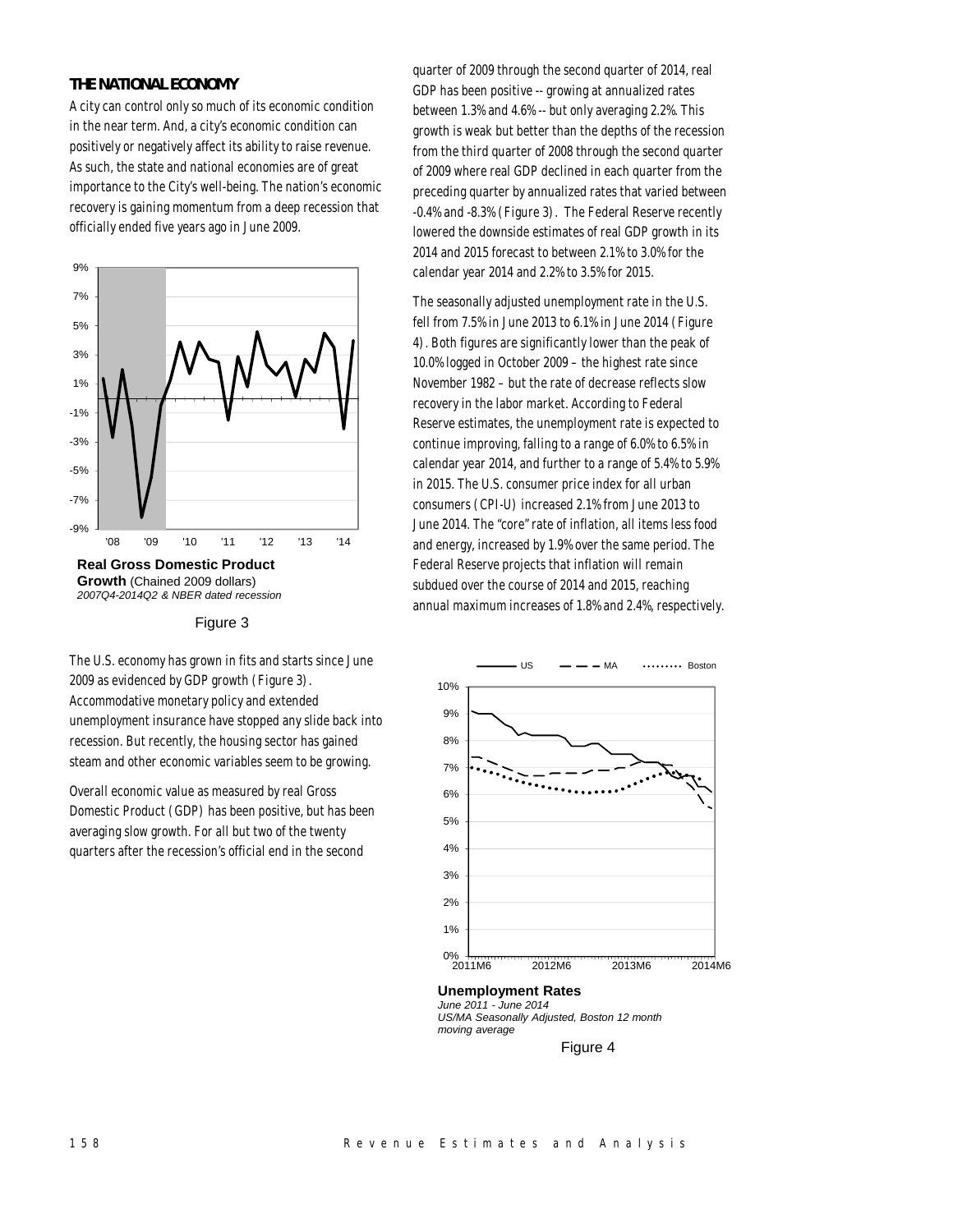## THE NATIONAL ECONOMY

A city can control only so much of its economic condition in the near term. And, a city's economic condition can positively or negatively affect its ability to raise revenue. As such, the state and national economies are of great importance to the City's well-being. The nation's economic recovery is gaining momentum from a deep recession that officially ended five years ago in June 2009.

**Real Gross Domestic Product Growth** (Chained 2009 dollars)
*2007Q4-2014Q2 & NBER dated recession*

Figure 3

The U.S. economy has grown in fits and starts since June 2009 as evidenced by GDP growth (Figure 3). Accommodative monetary policy and extended unemployment insurance have stopped any slide back into recession. But recently, the housing sector has gained steam and other economic variables seem to be growing.

Overall economic value as measured by real Gross Domestic Product (GDP) has been positive, but has been averaging slow growth. For all but two of the twenty quarters after the recession's official end in the second quarter of 2009 through the second quarter of 2014, real GDP has been positive -- growing at annualized rates between 1.3% and 4.6% -- but only averaging 2.2%. This growth is weak but better than the depths of the recession from the third quarter of 2008 through the second quarter of 2009 where real GDP declined in each quarter from the preceding quarter by annualized rates that varied between -0.4% and -8.3% (Figure 3). The Federal Reserve recently lowered the downside estimates of real GDP growth in its 2014 and 2015 forecast to between 2.1% to 3.0% for the calendar year 2014 and 2.2% to 3.5% for 2015.

The seasonally adjusted unemployment rate in the U.S. fell from 7.5% in June 2013 to 6.1% in June 2014 (Figure 4). Both figures are significantly lower than the peak of 10.0% logged in October 2009 – the highest rate since November 1982 – but the rate of decrease reflects slow recovery in the labor market. According to Federal Reserve estimates, the unemployment rate is expected to continue improving, falling to a range of 6.0% to 6.5% in calendar year 2014, and further to a range of 5.4% to 5.9% in 2015. The U.S. consumer price index for all urban consumers (CPI-U) increased 2.1% from June 2013 to June 2014. The "core" rate of inflation, all items less food and energy, increased by 1.9% over the same period. The Federal Reserve projects that inflation will remain subdued over the course of 2014 and 2015, reaching annual maximum increases of 1.8% and 2.4%, respectively.

**Unemployment Rates**
*June 2011 - June 2014*
*US/MA Seasonally Adjusted, Boston 12 month moving average*

Figure 4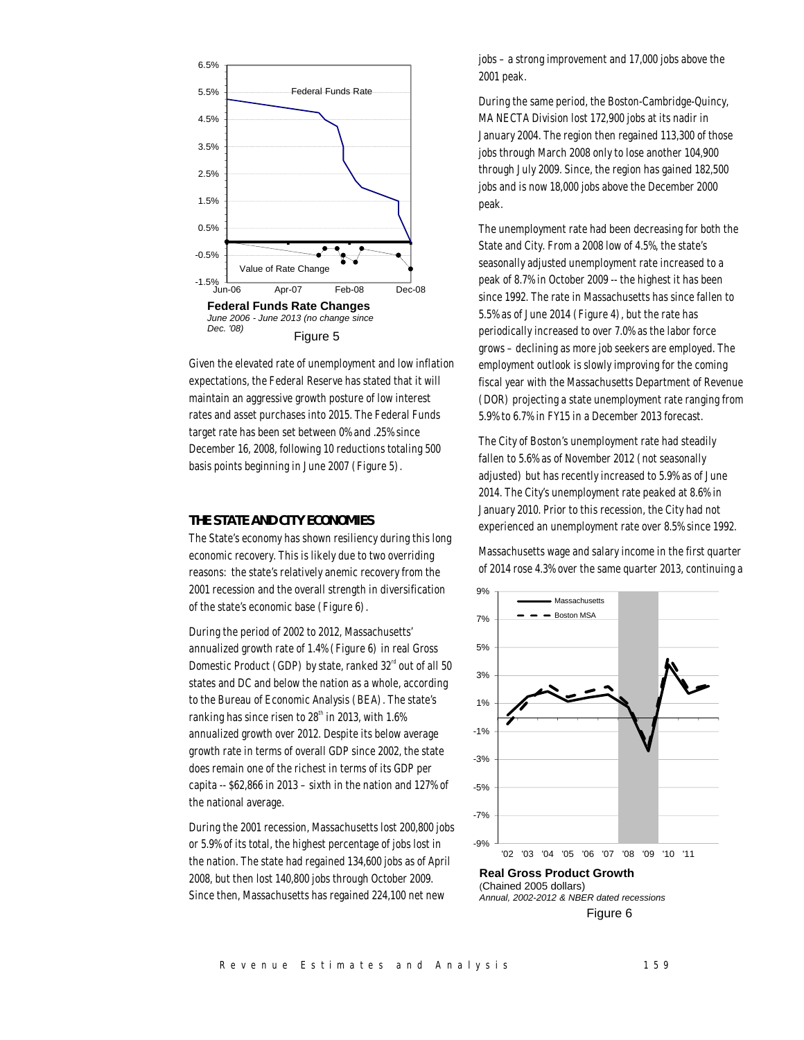**Federal Funds Rate Changes**
*June 2006 - June 2013 (no change since Dec. '08)*
Figure 5

Given the elevated rate of unemployment and low inflation expectations, the Federal Reserve has stated that it will maintain an aggressive growth posture of low interest rates and asset purchases into 2015. The Federal Funds target rate has been set between 0% and .25% since December 16, 2008, following 10 reductions totaling 500 basis points beginning in June 2007 (Figure 5).

### THE STATE AND CITY ECONOMIES

The State's economy has shown resiliency during this long economic recovery. This is likely due to two overriding reasons: the state's relatively anemic recovery from the 2001 recession and the overall strength in diversification of the state's economic base (Figure 6).

During the period of 2002 to 2012, Massachusetts' annualized growth rate of 1.4% (Figure 6) in real Gross Domestic Product (GDP) by state, ranked 32rd out of all 50 states and DC and below the nation as a whole, according to the Bureau of Economic Analysis (BEA). The state's ranking has since risen to 28th in 2013, with 1.6% annualized growth over 2012. Despite its below average growth rate in terms of overall GDP since 2002, the state does remain one of the richest in terms of its GDP per capita -- $62,866 in 2013 – sixth in the nation and 127% of the national average.

During the 2001 recession, Massachusetts lost 200,800 jobs or 5.9% of its total, the highest percentage of jobs lost in the nation. The state had regained 134,600 jobs as of April 2008, but then lost 140,800 jobs through October 2009. Since then, Massachusetts has regained 224,100 net new jobs – a strong improvement and 17,000 jobs above the 2001 peak.

During the same period, the Boston-Cambridge-Quincy, MA NECTA Division lost 172,900 jobs at its nadir in January 2004. The region then regained 113,300 of those jobs through March 2008 only to lose another 104,900 through July 2009. Since, the region has gained 182,500 jobs and is now 18,000 jobs above the December 2000 peak.

The unemployment rate had been decreasing for both the State and City. From a 2008 low of 4.5%, the state's seasonally adjusted unemployment rate increased to a peak of 8.7% in October 2009 -- the highest it has been since 1992. The rate in Massachusetts has since fallen to 5.5% as of June 2014 (Figure 4), but the rate has periodically increased to over 7.0% as the labor force grows – declining as more job seekers are employed. The employment outlook is slowly improving for the coming fiscal year with the Massachusetts Department of Revenue (DOR) projecting a state unemployment rate ranging from 5.9% to 6.7% in FY15 in a December 2013 forecast.

The City of Boston's unemployment rate had steadily fallen to 5.6% as of November 2012 (not seasonally adjusted) but has recently increased to 5.9% as of June 2014. The City's unemployment rate peaked at 8.6% in January 2010. Prior to this recession, the City had not experienced an unemployment rate over 8.5% since 1992.

Massachusetts wage and salary income in the first quarter of 2014 rose 4.3% over the same quarter 2013, continuing a

**Real Gross Product Growth**
(Chained 2005 dollars)
*Annual, 2002-2012 & NBER dated recessions*
Figure 6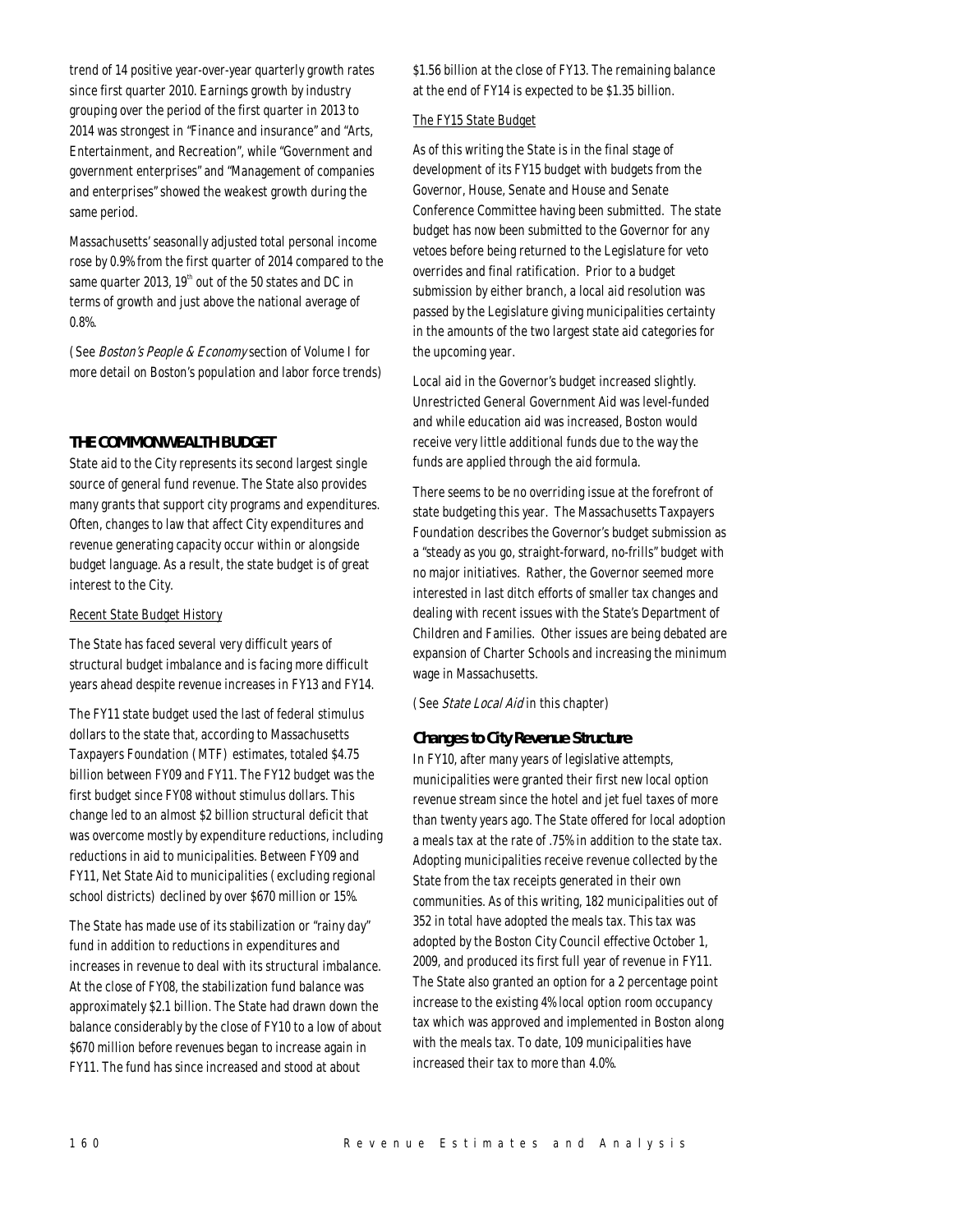trend of 14 positive year-over-year quarterly growth rates since first quarter 2010. Earnings growth by industry grouping over the period of the first quarter in 2013 to 2014 was strongest in "Finance and insurance" and "Arts, Entertainment, and Recreation", while "Government and government enterprises" and "Management of companies and enterprises" showed the weakest growth during the same period.

Massachusetts' seasonally adjusted total personal income rose by 0.9% from the first quarter of 2014 compared to the same quarter 2013, 19th out of the 50 states and DC in terms of growth and just above the national average of 0.8%.

(See *Boston's People & Economy* section of Volume I for more detail on Boston's population and labor force trends)

## THE COMMONWEALTH BUDGET

State aid to the City represents its second largest single source of general fund revenue. The State also provides many grants that support city programs and expenditures. Often, changes to law that affect City expenditures and revenue generating capacity occur within or alongside budget language. As a result, the state budget is of great interest to the City.

### Recent State Budget History

The State has faced several very difficult years of structural budget imbalance and is facing more difficult years ahead despite revenue increases in FY13 and FY14.

The FY11 state budget used the last of federal stimulus dollars to the state that, according to Massachusetts Taxpayers Foundation (MTF) estimates, totaled $4.75 billion between FY09 and FY11. The FY12 budget was the first budget since FY08 without stimulus dollars. This change led to an almost $2 billion structural deficit that was overcome mostly by expenditure reductions, including reductions in aid to municipalities. Between FY09 and FY11, Net State Aid to municipalities (excluding regional school districts) declined by over $670 million or 15%.

The State has made use of its stabilization or "rainy day" fund in addition to reductions in expenditures and increases in revenue to deal with its structural imbalance. At the close of FY08, the stabilization fund balance was approximately $2.1 billion. The State had drawn down the balance considerably by the close of FY10 to a low of about $670 million before revenues began to increase again in FY11. The fund has since increased and stood at about $1.56 billion at the close of FY13. The remaining balance at the end of FY14 is expected to be $1.35 billion.

### The FY15 State Budget

As of this writing the State is in the final stage of development of its FY15 budget with budgets from the Governor, House, Senate and House and Senate Conference Committee having been submitted. The state budget has now been submitted to the Governor for any vetoes before being returned to the Legislature for veto overrides and final ratification. Prior to a budget submission by either branch, a local aid resolution was passed by the Legislature giving municipalities certainty in the amounts of the two largest state aid categories for the upcoming year.

Local aid in the Governor's budget increased slightly. Unrestricted General Government Aid was level-funded and while education aid was increased, Boston would receive very little additional funds due to the way the funds are applied through the aid formula.

There seems to be no overriding issue at the forefront of state budgeting this year. The Massachusetts Taxpayers Foundation describes the Governor's budget submission as a "steady as you go, straight-forward, no-frills" budget with no major initiatives. Rather, the Governor seemed more interested in last ditch efforts of smaller tax changes and dealing with recent issues with the State's Department of Children and Families. Other issues are being debated are expansion of Charter Schools and increasing the minimum wage in Massachusetts.

(See *State Local Aid* in this chapter)

### Changes to City Revenue Structure

In FY10, after many years of legislative attempts, municipalities were granted their first new local option revenue stream since the hotel and jet fuel taxes of more than twenty years ago. The State offered for local adoption a meals tax at the rate of .75% in addition to the state tax. Adopting municipalities receive revenue collected by the State from the tax receipts generated in their own communities. As of this writing, 182 municipalities out of 352 in total have adopted the meals tax. This tax was adopted by the Boston City Council effective October 1, 2009, and produced its first full year of revenue in FY11. The State also granted an option for a 2 percentage point increase to the existing 4% local option room occupancy tax which was approved and implemented in Boston along with the meals tax. To date, 109 municipalities have increased their tax to more than 4.0%.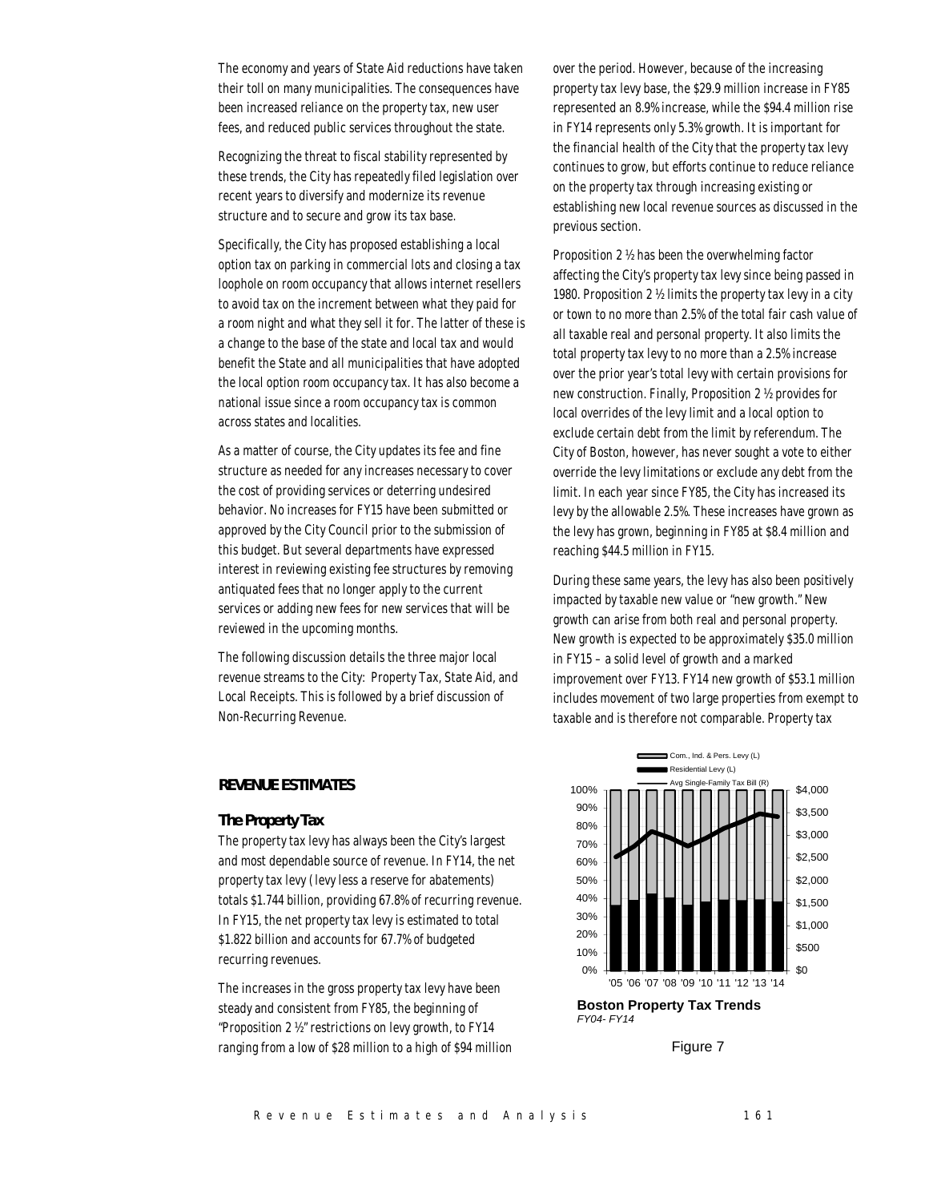The economy and years of State Aid reductions have taken their toll on many municipalities. The consequences have been increased reliance on the property tax, new user fees, and reduced public services throughout the state.

Recognizing the threat to fiscal stability represented by these trends, the City has repeatedly filed legislation over recent years to diversify and modernize its revenue structure and to secure and grow its tax base.

Specifically, the City has proposed establishing a local option tax on parking in commercial lots and closing a tax loophole on room occupancy that allows internet resellers to avoid tax on the increment between what they paid for a room night and what they sell it for. The latter of these is a change to the base of the state and local tax and would benefit the State and all municipalities that have adopted the local option room occupancy tax. It has also become a national issue since a room occupancy tax is common across states and localities.

As a matter of course, the City updates its fee and fine structure as needed for any increases necessary to cover the cost of providing services or deterring undesired behavior. No increases for FY15 have been submitted or approved by the City Council prior to the submission of this budget. But several departments have expressed interest in reviewing existing fee structures by removing antiquated fees that no longer apply to the current services or adding new fees for new services that will be reviewed in the upcoming months.

The following discussion details the three major local revenue streams to the City: Property Tax, State Aid, and Local Receipts. This is followed by a brief discussion of Non-Recurring Revenue.

## REVENUE ESTIMATES

### The Property Tax

The property tax levy has always been the City's largest and most dependable source of revenue. In FY14, the net property tax levy (levy less a reserve for abatements) totals $1.744 billion, providing 67.8% of recurring revenue. In FY15, the net property tax levy is estimated to total $1.822 billion and accounts for 67.7% of budgeted recurring revenues.

The increases in the gross property tax levy have been steady and consistent from FY85, the beginning of "Proposition 2 ½" restrictions on levy growth, to FY14 ranging from a low of $28 million to a high of $94 million over the period. However, because of the increasing property tax levy base, the $29.9 million increase in FY85 represented an 8.9% increase, while the $94.4 million rise in FY14 represents only 5.3% growth. It is important for the financial health of the City that the property tax levy continues to grow, but efforts continue to reduce reliance on the property tax through increasing existing or establishing new local revenue sources as discussed in the previous section.

Proposition 2 ½ has been the overwhelming factor affecting the City's property tax levy since being passed in 1980. Proposition 2 ½ limits the property tax levy in a city or town to no more than 2.5% of the total fair cash value of all taxable real and personal property. It also limits the total property tax levy to no more than a 2.5% increase over the prior year's total levy with certain provisions for new construction. Finally, Proposition 2 ½ provides for local overrides of the levy limit and a local option to exclude certain debt from the limit by referendum. The City of Boston, however, has never sought a vote to either override the levy limitations or exclude any debt from the limit. In each year since FY85, the City has increased its levy by the allowable 2.5%. These increases have grown as the levy has grown, beginning in FY85 at $8.4 million and reaching $44.5 million in FY15.

During these same years, the levy has also been positively impacted by taxable new value or "new growth." New growth can arise from both real and personal property. New growth is expected to be approximately $35.0 million in FY15 – a solid level of growth and a marked improvement over FY13. FY14 new growth of $53.1 million includes movement of two large properties from exempt to taxable and is therefore not comparable. Property tax

**Boston Property Tax Trends**
*FY04- FY14*

Figure 7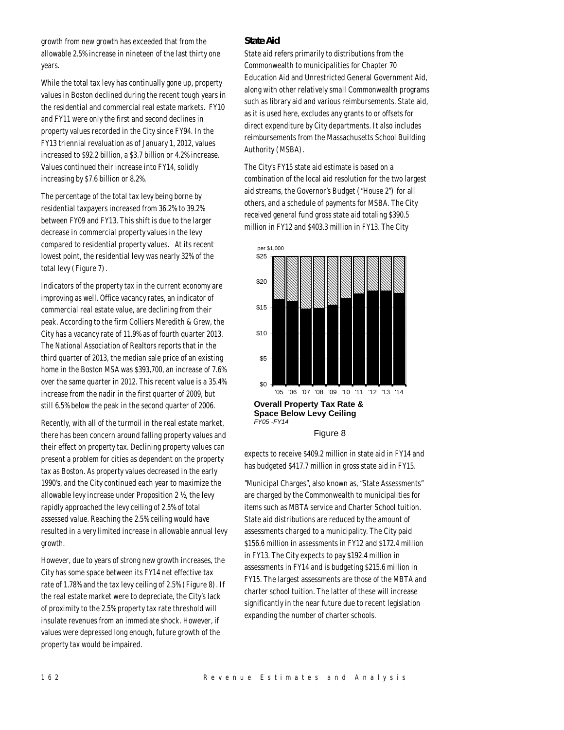growth from new growth has exceeded that from the allowable 2.5% increase in nineteen of the last thirty one years.

While the total tax levy has continually gone up, property values in Boston declined during the recent tough years in the residential and commercial real estate markets. FY10 and FY11 were only the first and second declines in property values recorded in the City since FY94. In the FY13 triennial revaluation as of January 1, 2012, values increased to $92.2 billion, a $3.7 billion or 4.2% increase. Values continued their increase into FY14, solidly increasing by $7.6 billion or 8.2%.

The percentage of the total tax levy being borne by residential taxpayers increased from 36.2% to 39.2% between FY09 and FY13. This shift is due to the larger decrease in commercial property values in the levy compared to residential property values. At its recent lowest point, the residential levy was nearly 32% of the total levy (Figure 7).

Indicators of the property tax in the current economy are improving as well. Office vacancy rates, an indicator of commercial real estate value, are declining from their peak. According to the firm Colliers Meredith & Grew, the City has a vacancy rate of 11.9% as of fourth quarter 2013. The National Association of Realtors reports that in the third quarter of 2013, the median sale price of an existing home in the Boston MSA was $393,700, an increase of 7.6% over the same quarter in 2012. This recent value is a 35.4% increase from the nadir in the first quarter of 2009, but still 6.5% below the peak in the second quarter of 2006.

Recently, with all of the turmoil in the real estate market, there has been concern around falling property values and their effect on property tax. Declining property values can present a problem for cities as dependent on the property tax as Boston. As property values decreased in the early 1990's, and the City continued each year to maximize the allowable levy increase under Proposition 2 ½, the levy rapidly approached the levy ceiling of 2.5% of total assessed value. Reaching the 2.5% ceiling would have resulted in a very limited increase in allowable annual levy growth.

However, due to years of strong new growth increases, the City has some space between its FY14 net effective tax rate of 1.78% and the tax levy ceiling of 2.5% (Figure 8). If the real estate market were to depreciate, the City's lack of proximity to the 2.5% property tax rate threshold will insulate revenues from an immediate shock. However, if values were depressed long enough, future growth of the property tax would be impaired.

### State Aid

State aid refers primarily to distributions from the Commonwealth to municipalities for Chapter 70 Education Aid and Unrestricted General Government Aid, along with other relatively small Commonwealth programs such as library aid and various reimbursements. State aid, as it is used here, excludes any grants to or offsets for direct expenditure by City departments. It also includes reimbursements from the Massachusetts School Building Authority (MSBA).

The City's FY15 state aid estimate is based on a combination of the local aid resolution for the two largest aid streams, the Governor's Budget ("House 2") for all others, and a schedule of payments for MSBA. The City received general fund gross state aid totaling $390.5 million in FY12 and $403.3 million in FY13. The City expects to receive $409.2 million in state aid in FY14 and has budgeted $417.7 million in gross state aid in FY15.

**Overall Property Tax Rate & Space Below Levy Ceiling**
*FY05 -FY14*

Figure 8

"Municipal Charges", also known as, "State Assessments" are charged by the Commonwealth to municipalities for items such as MBTA service and Charter School tuition. State aid distributions are reduced by the amount of assessments charged to a municipality. The City paid $156.6 million in assessments in FY12 and $172.4 million in FY13. The City expects to pay $192.4 million in assessments in FY14 and is budgeting $215.6 million in FY15. The largest assessments are those of the MBTA and charter school tuition. The latter of these will increase significantly in the near future due to recent legislation expanding the number of charter schools.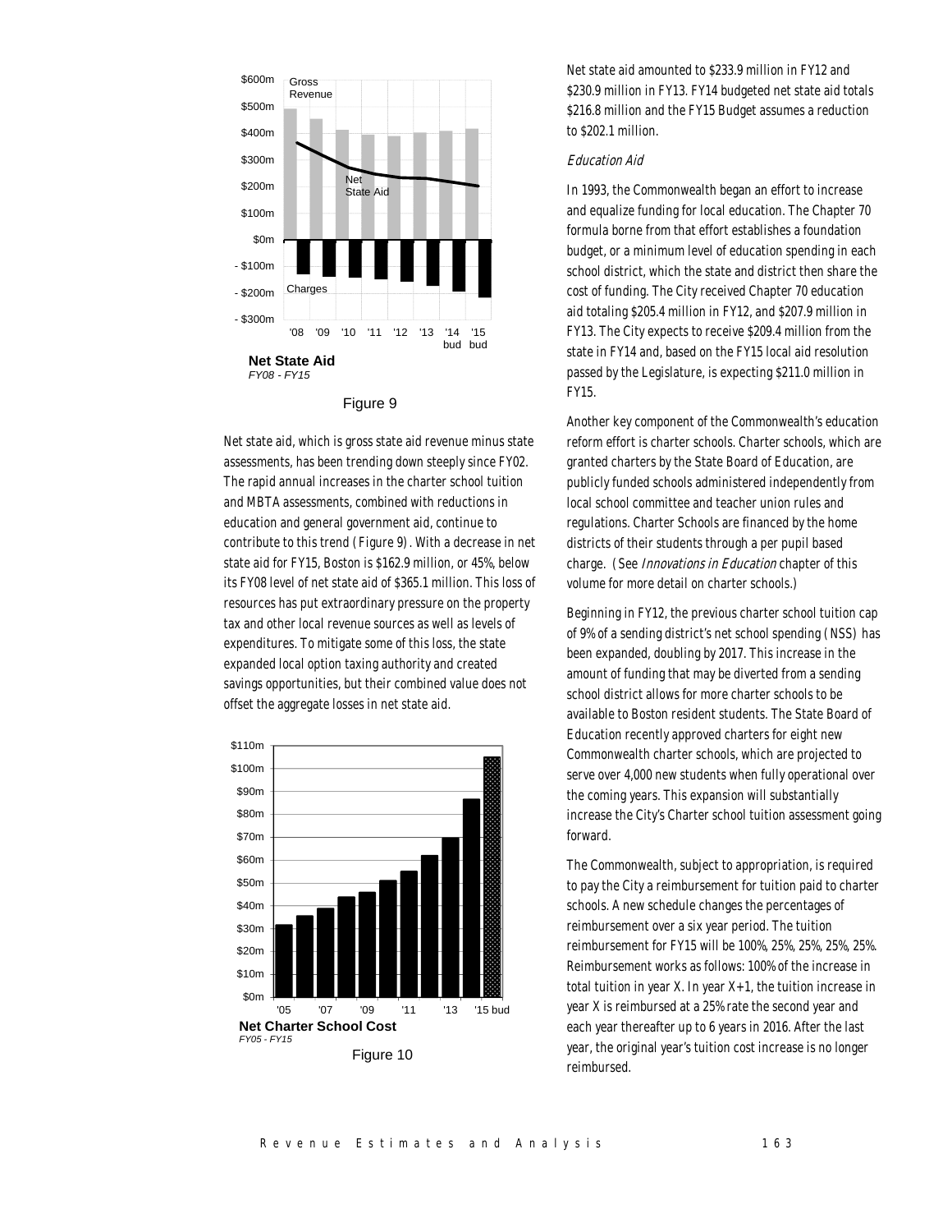Net State Aid
FY08 - FY15

Figure 9

Net state aid, which is gross state aid revenue minus state assessments, has been trending down steeply since FY02. The rapid annual increases in the charter school tuition and MBTA assessments, combined with reductions in education and general government aid, continue to contribute to this trend (Figure 9). With a decrease in net state aid for FY15, Boston is $162.9 million, or 45%, below its FY08 level of net state aid of $365.1 million. This loss of resources has put extraordinary pressure on the property tax and other local revenue sources as well as levels of expenditures. To mitigate some of this loss, the state expanded local option taxing authority and created savings opportunities, but their combined value does not offset the aggregate losses in net state aid.

Net Charter School Cost
FY05 - FY15

Figure 10

Net state aid amounted to $233.9 million in FY12 and $230.9 million in FY13. FY14 budgeted net state aid totals $216.8 million and the FY15 Budget assumes a reduction to $202.1 million.

### *Education Aid*

In 1993, the Commonwealth began an effort to increase and equalize funding for local education. The Chapter 70 formula borne from that effort establishes a foundation budget, or a minimum level of education spending in each school district, which the state and district then share the cost of funding. The City received Chapter 70 education aid totaling $205.4 million in FY12, and $207.9 million in FY13. The City expects to receive $209.4 million from the state in FY14 and, based on the FY15 local aid resolution passed by the Legislature, is expecting $211.0 million in FY15.

Another key component of the Commonwealth's education reform effort is charter schools. Charter schools, which are granted charters by the State Board of Education, are publicly funded schools administered independently from local school committee and teacher union rules and regulations. Charter Schools are financed by the home districts of their students through a per pupil based charge. (See *Innovations in Education* chapter of this volume for more detail on charter schools.)

Beginning in FY12, the previous charter school tuition cap of 9% of a sending district's net school spending (NSS) has been expanded, doubling by 2017. This increase in the amount of funding that may be diverted from a sending school district allows for more charter schools to be available to Boston resident students. The State Board of Education recently approved charters for eight new Commonwealth charter schools, which are projected to serve over 4,000 new students when fully operational over the coming years. This expansion will substantially increase the City's Charter school tuition assessment going forward.

The Commonwealth, subject to appropriation, is required to pay the City a reimbursement for tuition paid to charter schools. A new schedule changes the percentages of reimbursement over a six year period. The tuition reimbursement for FY15 will be 100%, 25%, 25%, 25%, 25%. Reimbursement works as follows: 100% of the increase in total tuition in year X. In year X+1, the tuition increase in year X is reimbursed at a 25% rate the second year and each year thereafter up to 6 years in 2016. After the last year, the original year's tuition cost increase is no longer reimbursed.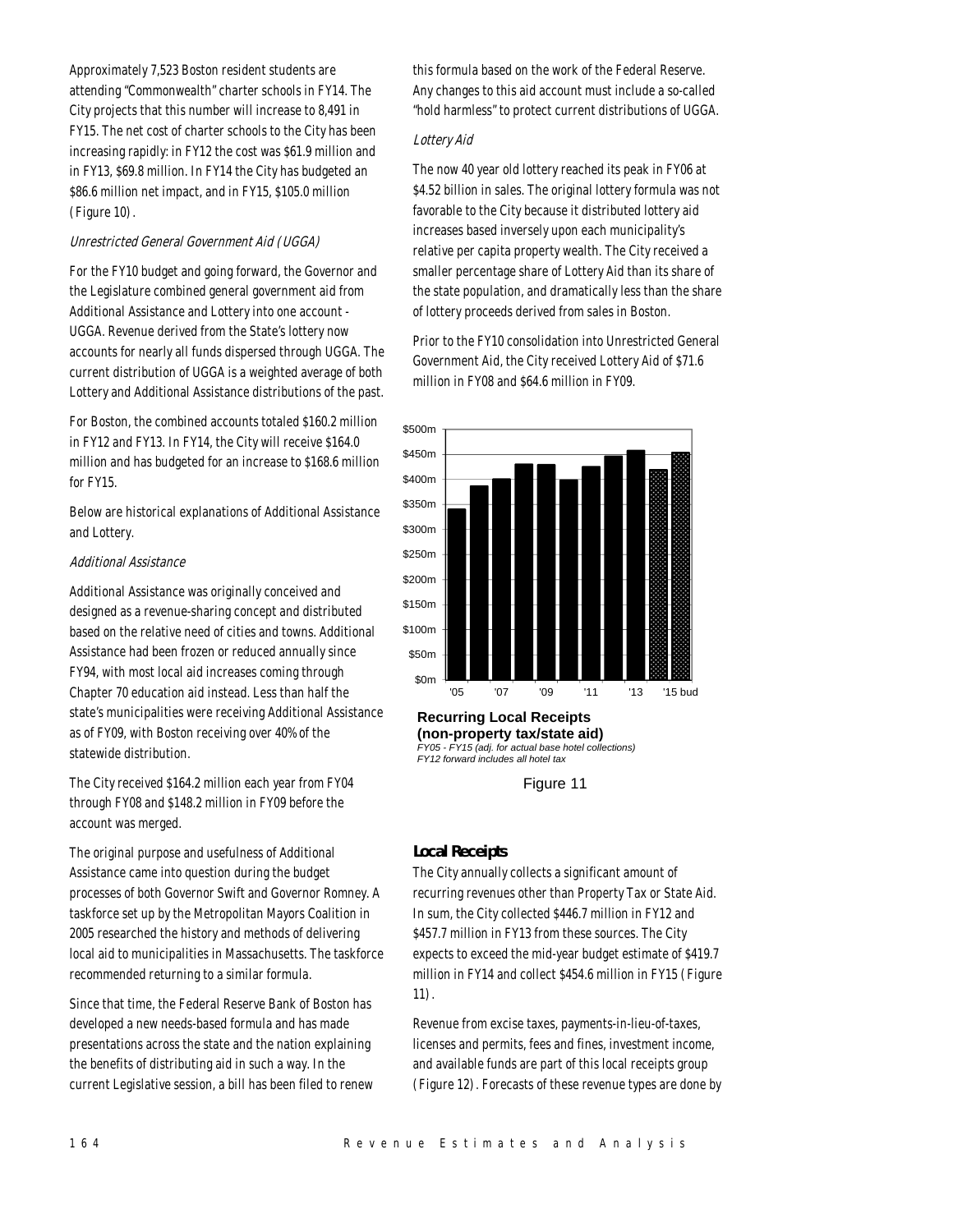Approximately 7,523 Boston resident students are attending "Commonwealth" charter schools in FY14. The City projects that this number will increase to 8,491 in FY15. The net cost of charter schools to the City has been increasing rapidly: in FY12 the cost was $61.9 million and in FY13, $69.8 million. In FY14 the City has budgeted an $86.6 million net impact, and in FY15, $105.0 million (Figure 10).

### *Unrestricted General Government Aid (UGGA)*

For the FY10 budget and going forward, the Governor and the Legislature combined general government aid from Additional Assistance and Lottery into one account - UGGA. Revenue derived from the State's lottery now accounts for nearly all funds dispersed through UGGA. The current distribution of UGGA is a weighted average of both Lottery and Additional Assistance distributions of the past.

For Boston, the combined accounts totaled $160.2 million in FY12 and FY13. In FY14, the City will receive $164.0 million and has budgeted for an increase to $168.6 million for FY15.

Below are historical explanations of Additional Assistance and Lottery.

### *Additional Assistance*

Additional Assistance was originally conceived and designed as a revenue-sharing concept and distributed based on the relative need of cities and towns. Additional Assistance had been frozen or reduced annually since FY94, with most local aid increases coming through Chapter 70 education aid instead. Less than half the state's municipalities were receiving Additional Assistance as of FY09, with Boston receiving over 40% of the statewide distribution.

The City received $164.2 million each year from FY04 through FY08 and $148.2 million in FY09 before the account was merged.

The original purpose and usefulness of Additional Assistance came into question during the budget processes of both Governor Swift and Governor Romney. A taskforce set up by the Metropolitan Mayors Coalition in 2005 researched the history and methods of delivering local aid to municipalities in Massachusetts. The taskforce recommended returning to a similar formula.

Since that time, the Federal Reserve Bank of Boston has developed a new needs-based formula and has made presentations across the state and the nation explaining the benefits of distributing aid in such a way. In the current Legislative session, a bill has been filed to renew this formula based on the work of the Federal Reserve. Any changes to this aid account must include a so-called "hold harmless" to protect current distributions of UGGA.

### *Lottery Aid*

The now 40 year old lottery reached its peak in FY06 at $4.52 billion in sales. The original lottery formula was not favorable to the City because it distributed lottery aid increases based inversely upon each municipality's relative per capita property wealth. The City received a smaller percentage share of Lottery Aid than its share of the state population, and dramatically less than the share of lottery proceeds derived from sales in Boston.

Prior to the FY10 consolidation into Unrestricted General Government Aid, the City received Lottery Aid of $71.6 million in FY08 and $64.6 million in FY09.

**Recurring Local Receipts (non-property tax/state aid)**
*FY05 - FY15 (adj. for actual base hotel collections)*
*FY12 forward includes all hotel tax*

Figure 11

## Local Receipts

The City annually collects a significant amount of recurring revenues other than Property Tax or State Aid. In sum, the City collected $446.7 million in FY12 and $457.7 million in FY13 from these sources. The City expects to exceed the mid-year budget estimate of $419.7 million in FY14 and collect $454.6 million in FY15 (Figure 11).

Revenue from excise taxes, payments-in-lieu-of-taxes, licenses and permits, fees and fines, investment income, and available funds are part of this local receipts group (Figure 12). Forecasts of these revenue types are done by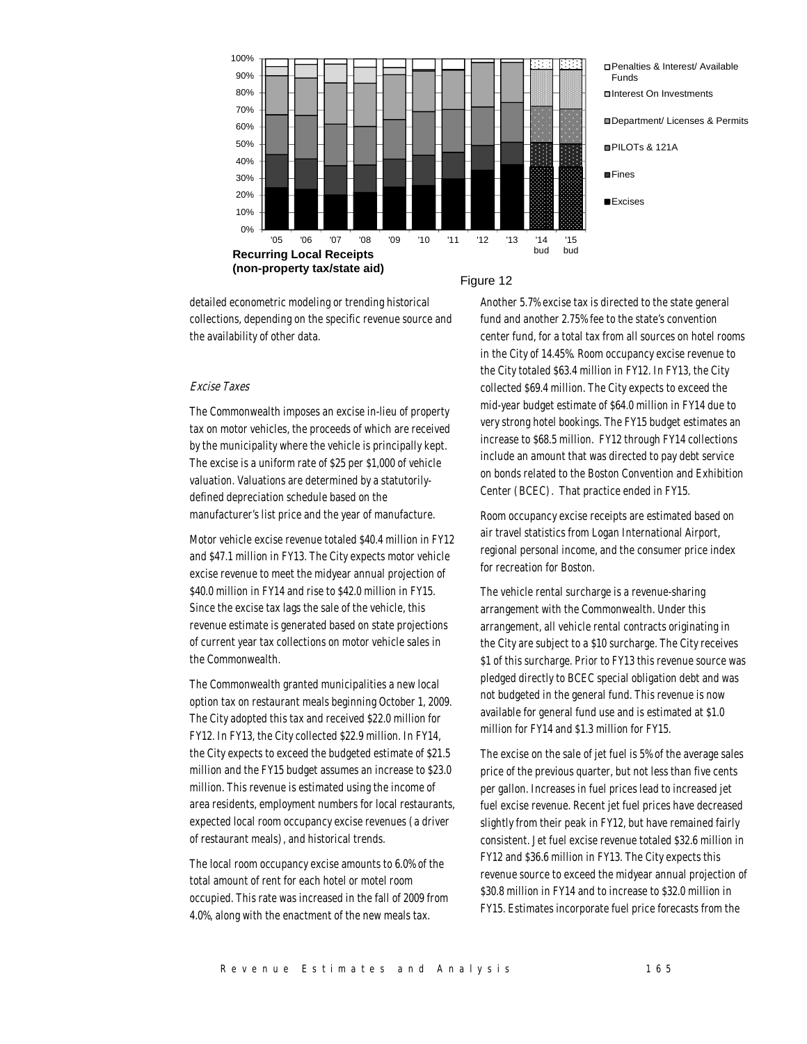Recurring Local Receipts (non-property tax/state aid)

Figure 12

detailed econometric modeling or trending historical collections, depending on the specific revenue source and the availability of other data.

### *Excise Taxes*

The Commonwealth imposes an excise in-lieu of property tax on motor vehicles, the proceeds of which are received by the municipality where the vehicle is principally kept. The excise is a uniform rate of $25 per $1,000 of vehicle valuation. Valuations are determined by a statutorily-defined depreciation schedule based on the manufacturer's list price and the year of manufacture.

Motor vehicle excise revenue totaled $40.4 million in FY12 and $47.1 million in FY13. The City expects motor vehicle excise revenue to meet the midyear annual projection of $40.0 million in FY14 and rise to $42.0 million in FY15. Since the excise tax lags the sale of the vehicle, this revenue estimate is generated based on state projections of current year tax collections on motor vehicle sales in the Commonwealth.

The Commonwealth granted municipalities a new local option tax on restaurant meals beginning October 1, 2009. The City adopted this tax and received $22.0 million for FY12. In FY13, the City collected $22.9 million. In FY14, the City expects to exceed the budgeted estimate of $21.5 million and the FY15 budget assumes an increase to $23.0 million. This revenue is estimated using the income of area residents, employment numbers for local restaurants, expected local room occupancy excise revenues (a driver of restaurant meals), and historical trends.

The local room occupancy excise amounts to 6.0% of the total amount of rent for each hotel or motel room occupied. This rate was increased in the fall of 2009 from 4.0%, along with the enactment of the new meals tax. Another 5.7% excise tax is directed to the state general fund and another 2.75% fee to the state's convention center fund, for a total tax from all sources on hotel rooms in the City of 14.45%. Room occupancy excise revenue to the City totaled $63.4 million in FY12. In FY13, the City collected $69.4 million. The City expects to exceed the mid-year budget estimate of $64.0 million in FY14 due to very strong hotel bookings. The FY15 budget estimates an increase to $68.5 million. FY12 through FY14 collections include an amount that was directed to pay debt service on bonds related to the Boston Convention and Exhibition Center (BCEC). That practice ended in FY15.

Room occupancy excise receipts are estimated based on air travel statistics from Logan International Airport, regional personal income, and the consumer price index for recreation for Boston.

The vehicle rental surcharge is a revenue-sharing arrangement with the Commonwealth. Under this arrangement, all vehicle rental contracts originating in the City are subject to a $10 surcharge. The City receives $1 of this surcharge. Prior to FY13 this revenue source was pledged directly to BCEC special obligation debt and was not budgeted in the general fund. This revenue is now available for general fund use and is estimated at $1.0 million for FY14 and $1.3 million for FY15.

The excise on the sale of jet fuel is 5% of the average sales price of the previous quarter, but not less than five cents per gallon. Increases in fuel prices lead to increased jet fuel excise revenue. Recent jet fuel prices have decreased slightly from their peak in FY12, but have remained fairly consistent. Jet fuel excise revenue totaled $32.6 million in FY12 and $36.6 million in FY13. The City expects this revenue source to exceed the midyear annual projection of $30.8 million in FY14 and to increase to $32.0 million in FY15. Estimates incorporate fuel price forecasts from the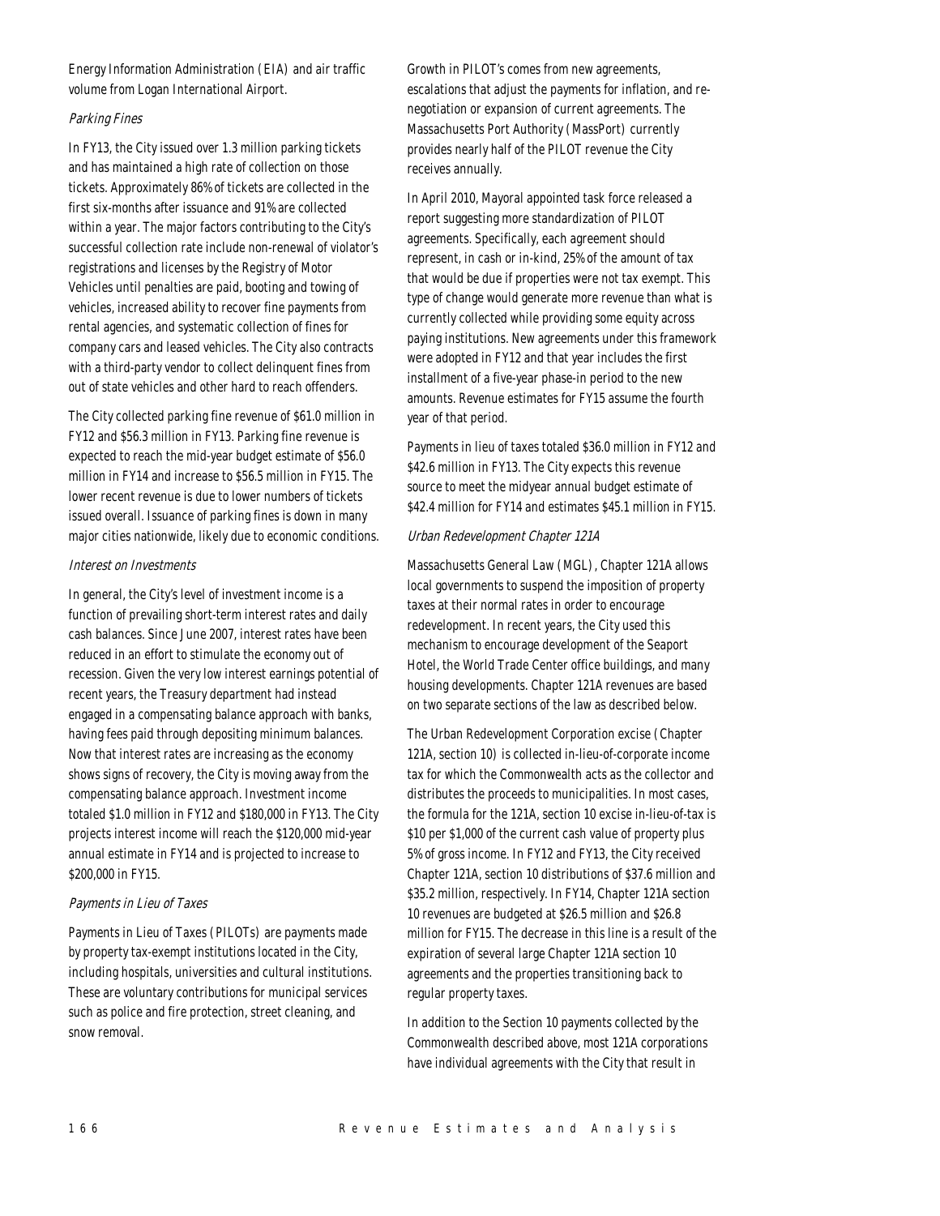Energy Information Administration (EIA) and air traffic volume from Logan International Airport.

### *Parking Fines*

In FY13, the City issued over 1.3 million parking tickets and has maintained a high rate of collection on those tickets. Approximately 86% of tickets are collected in the first six-months after issuance and 91% are collected within a year. The major factors contributing to the City's successful collection rate include non-renewal of violator's registrations and licenses by the Registry of Motor Vehicles until penalties are paid, booting and towing of vehicles, increased ability to recover fine payments from rental agencies, and systematic collection of fines for company cars and leased vehicles. The City also contracts with a third-party vendor to collect delinquent fines from out of state vehicles and other hard to reach offenders.

The City collected parking fine revenue of $61.0 million in FY12 and $56.3 million in FY13. Parking fine revenue is expected to reach the mid-year budget estimate of $56.0 million in FY14 and increase to $56.5 million in FY15. The lower recent revenue is due to lower numbers of tickets issued overall. Issuance of parking fines is down in many major cities nationwide, likely due to economic conditions.

### *Interest on Investments*

In general, the City's level of investment income is a function of prevailing short-term interest rates and daily cash balances. Since June 2007, interest rates have been reduced in an effort to stimulate the economy out of recession. Given the very low interest earnings potential of recent years, the Treasury department had instead engaged in a compensating balance approach with banks, having fees paid through depositing minimum balances. Now that interest rates are increasing as the economy shows signs of recovery, the City is moving away from the compensating balance approach. Investment income totaled $1.0 million in FY12 and $180,000 in FY13. The City projects interest income will reach the $120,000 mid-year annual estimate in FY14 and is projected to increase to $200,000 in FY15.

### *Payments in Lieu of Taxes*

Payments in Lieu of Taxes (PILOTs) are payments made by property tax-exempt institutions located in the City, including hospitals, universities and cultural institutions. These are voluntary contributions for municipal services such as police and fire protection, street cleaning, and snow removal.

Growth in PILOT's comes from new agreements, escalations that adjust the payments for inflation, and re-negotiation or expansion of current agreements. The Massachusetts Port Authority (MassPort) currently provides nearly half of the PILOT revenue the City receives annually.

In April 2010, Mayoral appointed task force released a report suggesting more standardization of PILOT agreements. Specifically, each agreement should represent, in cash or in-kind, 25% of the amount of tax that would be due if properties were not tax exempt. This type of change would generate more revenue than what is currently collected while providing some equity across paying institutions. New agreements under this framework were adopted in FY12 and that year includes the first installment of a five-year phase-in period to the new amounts. Revenue estimates for FY15 assume the fourth year of that period.

Payments in lieu of taxes totaled $36.0 million in FY12 and $42.6 million in FY13. The City expects this revenue source to meet the midyear annual budget estimate of $42.4 million for FY14 and estimates $45.1 million in FY15.

### *Urban Redevelopment Chapter 121A*

Massachusetts General Law (MGL), Chapter 121A allows local governments to suspend the imposition of property taxes at their normal rates in order to encourage redevelopment. In recent years, the City used this mechanism to encourage development of the Seaport Hotel, the World Trade Center office buildings, and many housing developments. Chapter 121A revenues are based on two separate sections of the law as described below.

The Urban Redevelopment Corporation excise (Chapter 121A, section 10) is collected in-lieu-of-corporate income tax for which the Commonwealth acts as the collector and distributes the proceeds to municipalities. In most cases, the formula for the 121A, section 10 excise in-lieu-of-tax is $10 per $1,000 of the current cash value of property plus 5% of gross income. In FY12 and FY13, the City received Chapter 121A, section 10 distributions of $37.6 million and $35.2 million, respectively. In FY14, Chapter 121A section 10 revenues are budgeted at $26.5 million and $26.8 million for FY15. The decrease in this line is a result of the expiration of several large Chapter 121A section 10 agreements and the properties transitioning back to regular property taxes.

In addition to the Section 10 payments collected by the Commonwealth described above, most 121A corporations have individual agreements with the City that result in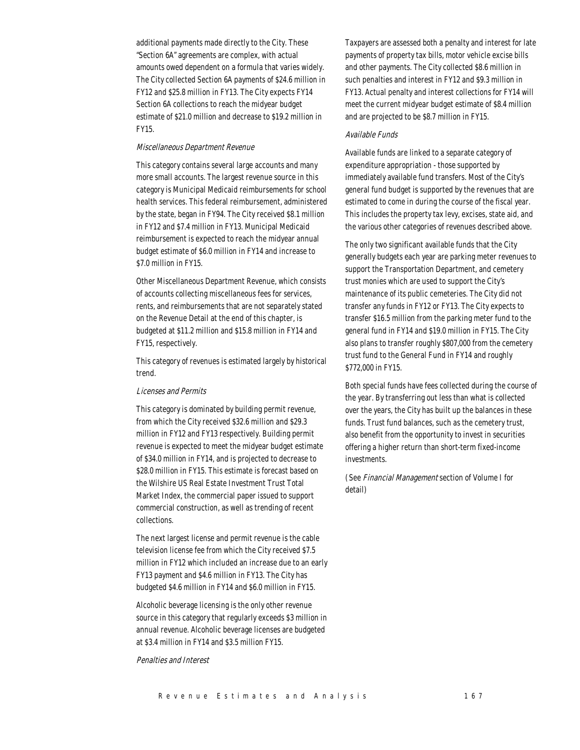additional payments made directly to the City. These "Section 6A" agreements are complex, with actual amounts owed dependent on a formula that varies widely. The City collected Section 6A payments of $24.6 million in FY12 and $25.8 million in FY13. The City expects FY14 Section 6A collections to reach the midyear budget estimate of $21.0 million and decrease to $19.2 million in FY15.

*Miscellaneous Department Revenue*

This category contains several large accounts and many more small accounts. The largest revenue source in this category is Municipal Medicaid reimbursements for school health services. This federal reimbursement, administered by the state, began in FY94. The City received $8.1 million in FY12 and $7.4 million in FY13. Municipal Medicaid reimbursement is expected to reach the midyear annual budget estimate of $6.0 million in FY14 and increase to $7.0 million in FY15.

Other Miscellaneous Department Revenue, which consists of accounts collecting miscellaneous fees for services, rents, and reimbursements that are not separately stated on the Revenue Detail at the end of this chapter, is budgeted at $11.2 million and $15.8 million in FY14 and FY15, respectively.

This category of revenues is estimated largely by historical trend.

*Licenses and Permits*

This category is dominated by building permit revenue, from which the City received $32.6 million and $29.3 million in FY12 and FY13 respectively. Building permit revenue is expected to meet the midyear budget estimate of $34.0 million in FY14, and is projected to decrease to $28.0 million in FY15. This estimate is forecast based on the Wilshire US Real Estate Investment Trust Total Market Index, the commercial paper issued to support commercial construction, as well as trending of recent collections.

The next largest license and permit revenue is the cable television license fee from which the City received $7.5 million in FY12 which included an increase due to an early FY13 payment and $4.6 million in FY13. The City has budgeted $4.6 million in FY14 and $6.0 million in FY15.

Alcoholic beverage licensing is the only other revenue source in this category that regularly exceeds $3 million in annual revenue. Alcoholic beverage licenses are budgeted at $3.4 million in FY14 and $3.5 million FY15.

*Penalties and Interest*

Taxpayers are assessed both a penalty and interest for late payments of property tax bills, motor vehicle excise bills and other payments. The City collected $8.6 million in such penalties and interest in FY12 and $9.3 million in FY13. Actual penalty and interest collections for FY14 will meet the current midyear budget estimate of $8.4 million and are projected to be $8.7 million in FY15.

*Available Funds*

Available funds are linked to a separate category of expenditure appropriation - those supported by immediately available fund transfers. Most of the City's general fund budget is supported by the revenues that are estimated to come in during the course of the fiscal year. This includes the property tax levy, excises, state aid, and the various other categories of revenues described above.

The only two significant available funds that the City generally budgets each year are parking meter revenues to support the Transportation Department, and cemetery trust monies which are used to support the City's maintenance of its public cemeteries. The City did not transfer any funds in FY12 or FY13. The City expects to transfer $16.5 million from the parking meter fund to the general fund in FY14 and $19.0 million in FY15. The City also plans to transfer roughly $807,000 from the cemetery trust fund to the General Fund in FY14 and roughly $772,000 in FY15.

Both special funds have fees collected during the course of the year. By transferring out less than what is collected over the years, the City has built up the balances in these funds. Trust fund balances, such as the cemetery trust, also benefit from the opportunity to invest in securities offering a higher return than short-term fixed-income investments.

(See *Financial Management* section of Volume I for detail)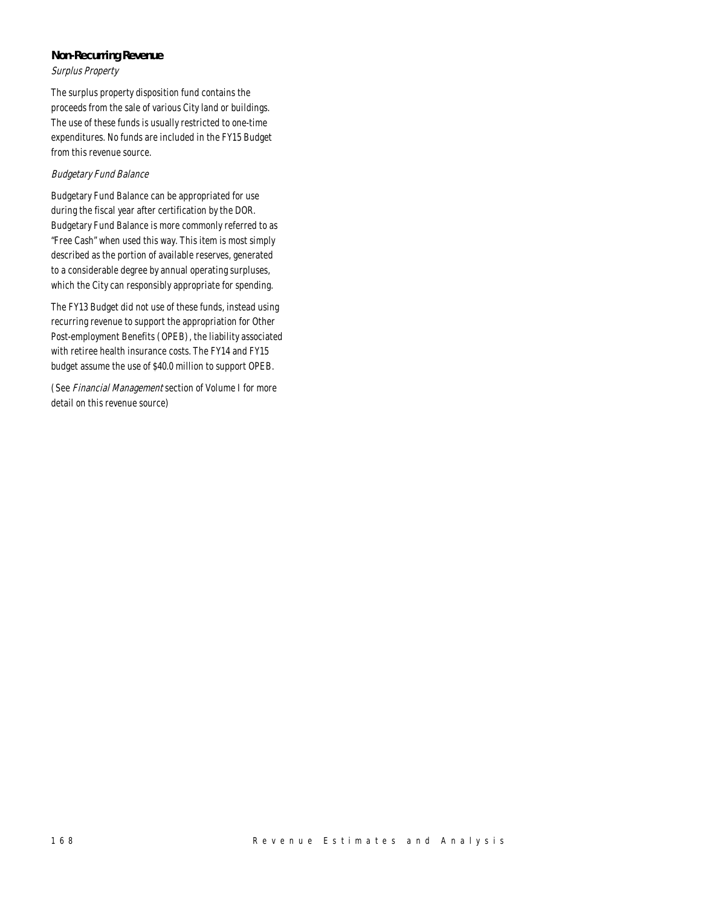## Non-Recurring Revenue

### *Surplus Property*

The surplus property disposition fund contains the proceeds from the sale of various City land or buildings. The use of these funds is usually restricted to one-time expenditures. No funds are included in the FY15 Budget from this revenue source.

### *Budgetary Fund Balance*

Budgetary Fund Balance can be appropriated for use during the fiscal year after certification by the DOR. Budgetary Fund Balance is more commonly referred to as "Free Cash" when used this way. This item is most simply described as the portion of available reserves, generated to a considerable degree by annual operating surpluses, which the City can responsibly appropriate for spending.

The FY13 Budget did not use of these funds, instead using recurring revenue to support the appropriation for Other Post-employment Benefits (OPEB), the liability associated with retiree health insurance costs. The FY14 and FY15 budget assume the use of $40.0 million to support OPEB.

(See *Financial Management* section of Volume I for more detail on this revenue source)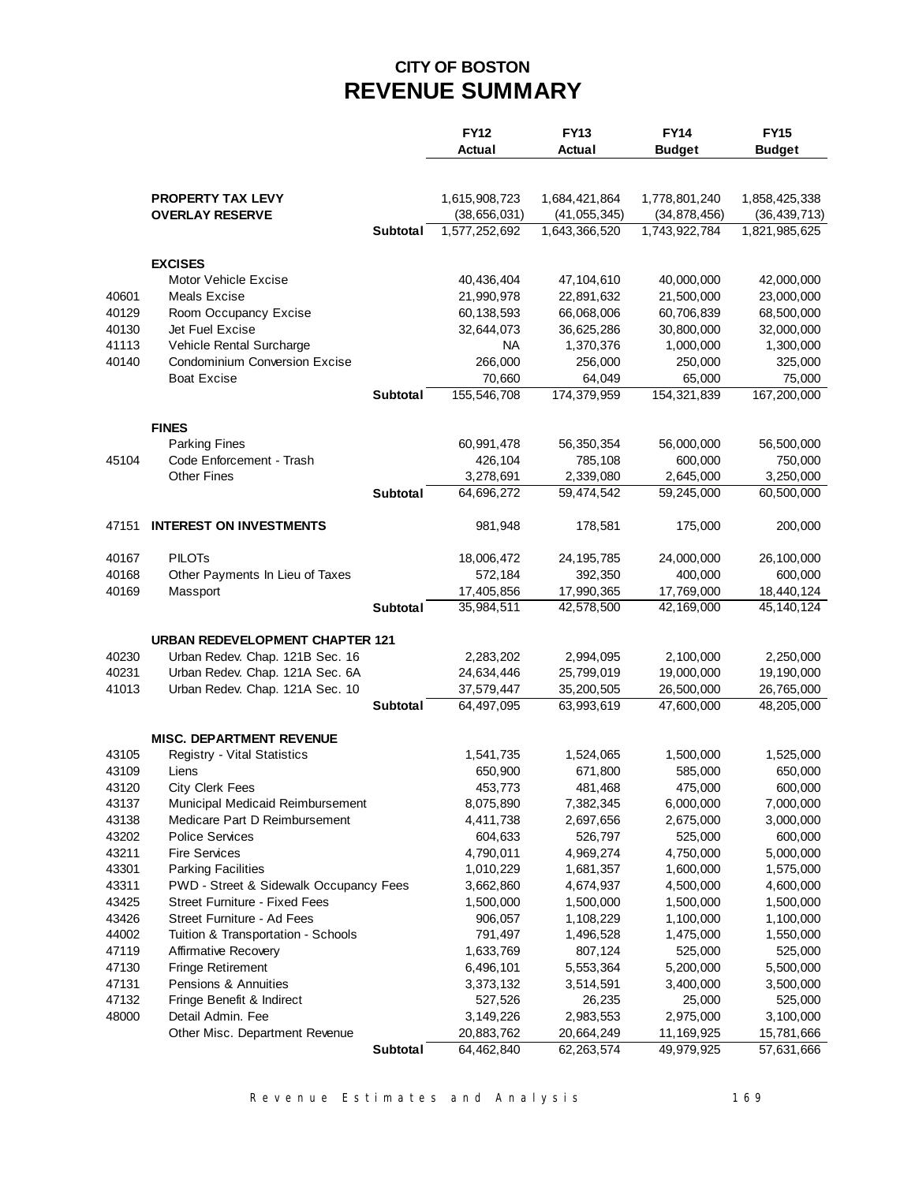# CITY OF BOSTON
## REVENUE SUMMARY

| | | FY12 Actual | FY13 Actual | FY14 Budget | FY15 Budget |
|---|---|---|---|---|---|
| | **PROPERTY TAX LEVY** | 1,615,908,723 | 1,684,421,864 | 1,778,801,240 | 1,858,425,338 |
| | **OVERLAY RESERVE** | (38,656,031) | (41,055,345) | (34,878,456) | (36,439,713) |
| | **Subtotal** | 1,577,252,692 | 1,643,366,520 | 1,743,922,784 | 1,821,985,625 |
| | **EXCISES** | | | | |
| | Motor Vehicle Excise | 40,436,404 | 47,104,610 | 40,000,000 | 42,000,000 |
| 40601 | Meals Excise | 21,990,978 | 22,891,632 | 21,500,000 | 23,000,000 |
| 40129 | Room Occupancy Excise | 60,138,593 | 66,068,006 | 60,706,839 | 68,500,000 |
| 40130 | Jet Fuel Excise | 32,644,073 | 36,625,286 | 30,800,000 | 32,000,000 |
| 41113 | Vehicle Rental Surcharge | NA | 1,370,376 | 1,000,000 | 1,300,000 |
| 40140 | Condominium Conversion Excise | 266,000 | 256,000 | 250,000 | 325,000 |
| | Boat Excise | 70,660 | 64,049 | 65,000 | 75,000 |
| | **Subtotal** | 155,546,708 | 174,379,959 | 154,321,839 | 167,200,000 |
| | **FINES** | | | | |
| | Parking Fines | 60,991,478 | 56,350,354 | 56,000,000 | 56,500,000 |
| 45104 | Code Enforcement - Trash | 426,104 | 785,108 | 600,000 | 750,000 |
| | Other Fines | 3,278,691 | 2,339,080 | 2,645,000 | 3,250,000 |
| | **Subtotal** | 64,696,272 | 59,474,542 | 59,245,000 | 60,500,000 |
| 47151 | **INTEREST ON INVESTMENTS** | 981,948 | 178,581 | 175,000 | 200,000 |
| 40167 | PILOTs | 18,006,472 | 24,195,785 | 24,000,000 | 26,100,000 |
| 40168 | Other Payments In Lieu of Taxes | 572,184 | 392,350 | 400,000 | 600,000 |
| 40169 | Massport | 17,405,856 | 17,990,365 | 17,769,000 | 18,440,124 |
| | **Subtotal** | 35,984,511 | 42,578,500 | 42,169,000 | 45,140,124 |
| | **URBAN REDEVELOPMENT CHAPTER 121** | | | | |
| 40230 | Urban Redev. Chap. 121B Sec. 16 | 2,283,202 | 2,994,095 | 2,100,000 | 2,250,000 |
| 40231 | Urban Redev. Chap. 121A Sec. 6A | 24,634,446 | 25,799,019 | 19,000,000 | 19,190,000 |
| 41013 | Urban Redev. Chap. 121A Sec. 10 | 37,579,447 | 35,200,505 | 26,500,000 | 26,765,000 |
| | **Subtotal** | 64,497,095 | 63,993,619 | 47,600,000 | 48,205,000 |
| | **MISC. DEPARTMENT REVENUE** | | | | |
| 43105 | Registry - Vital Statistics | 1,541,735 | 1,524,065 | 1,500,000 | 1,525,000 |
| 43109 | Liens | 650,900 | 671,800 | 585,000 | 650,000 |
| 43120 | City Clerk Fees | 453,773 | 481,468 | 475,000 | 600,000 |
| 43137 | Municipal Medicaid Reimbursement | 8,075,890 | 7,382,345 | 6,000,000 | 7,000,000 |
| 43138 | Medicare Part D Reimbursement | 4,411,738 | 2,697,656 | 2,675,000 | 3,000,000 |
| 43202 | Police Services | 604,633 | 526,797 | 525,000 | 600,000 |
| 43211 | Fire Services | 4,790,011 | 4,969,274 | 4,750,000 | 5,000,000 |
| 43301 | Parking Facilities | 1,010,229 | 1,681,357 | 1,600,000 | 1,575,000 |
| 43311 | PWD - Street & Sidewalk Occupancy Fees | 3,662,860 | 4,674,937 | 4,500,000 | 4,600,000 |
| 43425 | Street Furniture - Fixed Fees | 1,500,000 | 1,500,000 | 1,500,000 | 1,500,000 |
| 43426 | Street Furniture - Ad Fees | 906,057 | 1,108,229 | 1,100,000 | 1,100,000 |
| 44002 | Tuition & Transportation - Schools | 791,497 | 1,496,528 | 1,475,000 | 1,550,000 |
| 47119 | Affirmative Recovery | 1,633,769 | 807,124 | 525,000 | 525,000 |
| 47130 | Fringe Retirement | 6,496,101 | 5,553,364 | 5,200,000 | 5,500,000 |
| 47131 | Pensions & Annuities | 3,373,132 | 3,514,591 | 3,400,000 | 3,500,000 |
| 47132 | Fringe Benefit & Indirect | 527,526 | 26,235 | 25,000 | 525,000 |
| 48000 | Detail Admin. Fee | 3,149,226 | 2,983,553 | 2,975,000 | 3,100,000 |
| | Other Misc. Department Revenue | 20,883,762 | 20,664,249 | 11,169,925 | 15,781,666 |
| | **Subtotal** | 64,462,840 | 62,263,574 | 49,979,925 | 57,631,666 |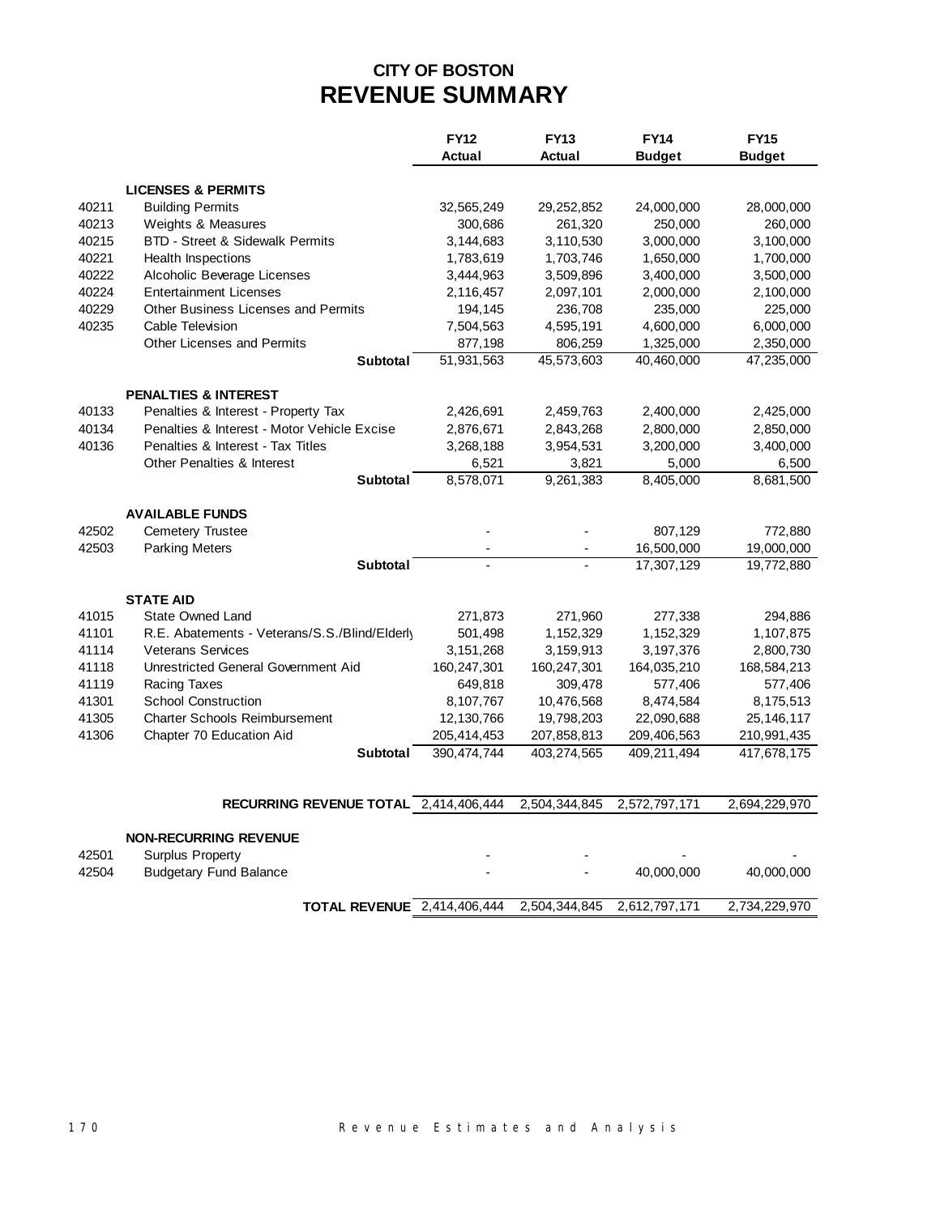# CITY OF BOSTON
## REVENUE SUMMARY

| | | FY12 Actual | FY13 Actual | FY14 Budget | FY15 Budget |
|---|---|---|---|---|---|
| | **LICENSES & PERMITS** | | | | |
| 40211 | Building Permits | 32,565,249 | 29,252,852 | 24,000,000 | 28,000,000 |
| 40213 | Weights & Measures | 300,686 | 261,320 | 250,000 | 260,000 |
| 40215 | BTD - Street & Sidewalk Permits | 3,144,683 | 3,110,530 | 3,000,000 | 3,100,000 |
| 40221 | Health Inspections | 1,783,619 | 1,703,746 | 1,650,000 | 1,700,000 |
| 40222 | Alcoholic Beverage Licenses | 3,444,963 | 3,509,896 | 3,400,000 | 3,500,000 |
| 40224 | Entertainment Licenses | 2,116,457 | 2,097,101 | 2,000,000 | 2,100,000 |
| 40229 | Other Business Licenses and Permits | 194,145 | 236,708 | 235,000 | 225,000 |
| 40235 | Cable Television | 7,504,563 | 4,595,191 | 4,600,000 | 6,000,000 |
| | Other Licenses and Permits | 877,198 | 806,259 | 1,325,000 | 2,350,000 |
| | **Subtotal** | 51,931,563 | 45,573,603 | 40,460,000 | 47,235,000 |
| | **PENALTIES & INTEREST** | | | | |
| 40133 | Penalties & Interest - Property Tax | 2,426,691 | 2,459,763 | 2,400,000 | 2,425,000 |
| 40134 | Penalties & Interest - Motor Vehicle Excise | 2,876,671 | 2,843,268 | 2,800,000 | 2,850,000 |
| 40136 | Penalties & Interest - Tax Titles | 3,268,188 | 3,954,531 | 3,200,000 | 3,400,000 |
| | Other Penalties & Interest | 6,521 | 3,821 | 5,000 | 6,500 |
| | **Subtotal** | 8,578,071 | 9,261,383 | 8,405,000 | 8,681,500 |
| | **AVAILABLE FUNDS** | | | | |
| 42502 | Cemetery Trustee | - | - | 807,129 | 772,880 |
| 42503 | Parking Meters | - | - | 16,500,000 | 19,000,000 |
| | **Subtotal** | - | - | 17,307,129 | 19,772,880 |
| | **STATE AID** | | | | |
| 41015 | State Owned Land | 271,873 | 271,960 | 277,338 | 294,886 |
| 41101 | R.E. Abatements - Veterans/S.S./Blind/Elderly | 501,498 | 1,152,329 | 1,152,329 | 1,107,875 |
| 41114 | Veterans Services | 3,151,268 | 3,159,913 | 3,197,376 | 2,800,730 |
| 41118 | Unrestricted General Government Aid | 160,247,301 | 160,247,301 | 164,035,210 | 168,584,213 |
| 41119 | Racing Taxes | 649,818 | 309,478 | 577,406 | 577,406 |
| 41301 | School Construction | 8,107,767 | 10,476,568 | 8,474,584 | 8,175,513 |
| 41305 | Charter Schools Reimbursement | 12,130,766 | 19,798,203 | 22,090,688 | 25,146,117 |
| 41306 | Chapter 70 Education Aid | 205,414,453 | 207,858,813 | 209,406,563 | 210,991,435 |
| | **Subtotal** | 390,474,744 | 403,274,565 | 409,211,494 | 417,678,175 |
| | **RECURRING REVENUE TOTAL** | 2,414,406,444 | 2,504,344,845 | 2,572,797,171 | 2,694,229,970 |
| | **NON-RECURRING REVENUE** | | | | |
| 42501 | Surplus Property | - | - | - | - |
| 42504 | Budgetary Fund Balance | - | - | 40,000,000 | 40,000,000 |
| | **TOTAL REVENUE** | 2,414,406,444 | 2,504,344,845 | 2,612,797,171 | 2,734,229,970 |